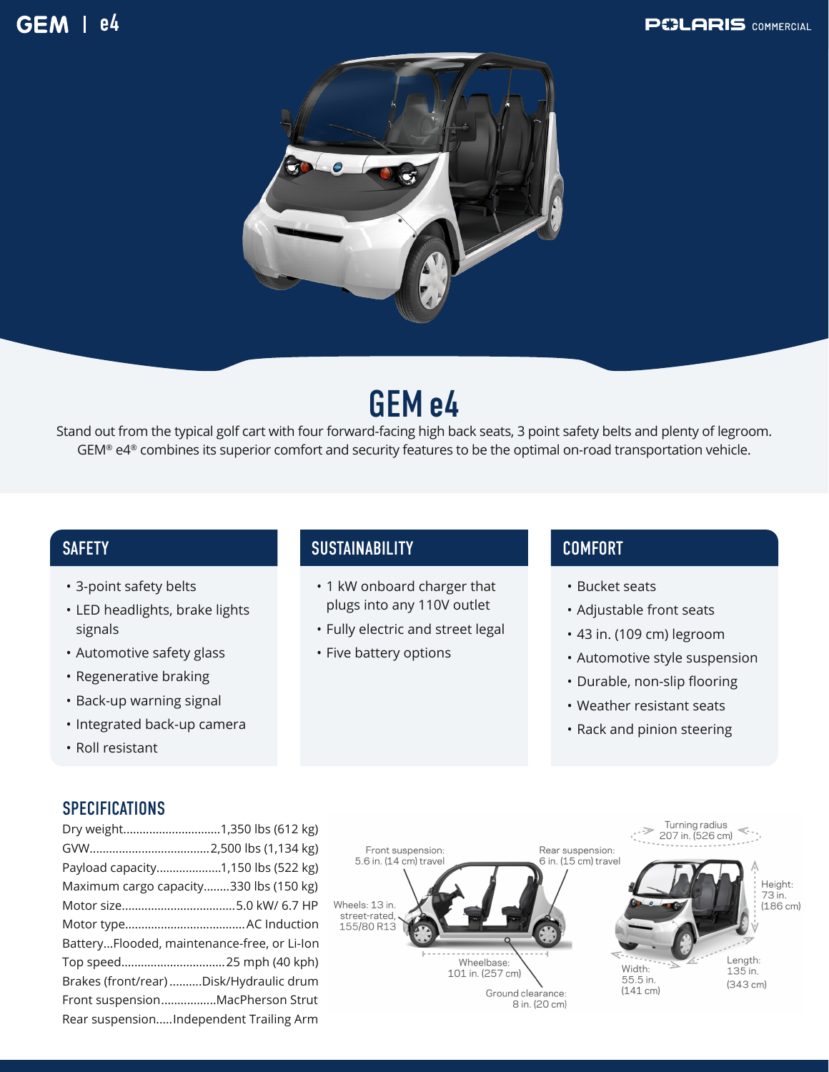# GEM e4

Stand out from the typical golf cart with four forward-facing high back seats, 3 point safety belts and plenty of legroom. GEM® e4® combines its superior comfort and security features to be the optimal on-road transportation vehicle.

## SAFETY

- 3-point safety belts
- LED headlights, brake lights signals
- Automotive safety glass
- Regenerative braking
- Back-up warning signal
- Integrated back-up camera
- Roll resistant

## SUSTAINABILITY

- 1 kW onboard charger that plugs into any 110V outlet
- Fully electric and street legal
- Five battery options

## COMFORT

- Bucket seats
- Adjustable front seats
- 43 in. (109 cm) legroom
- Automotive style suspension
- Durable, non-slip flooring
- Weather resistant seats
- Rack and pinion steering

## SPECIFICATIONS

| Specification | Value |
|---|---|
| Dry weight | 1,350 lbs (612 kg) |
| GVW | 2,500 lbs (1,134 kg) |
| Payload capacity | 1,150 lbs (522 kg) |
| Maximum cargo capacity | 330 lbs (150 kg) |
| Motor size | 5.0 kW/ 6.7 HP |
| Motor type | AC Induction |
| Battery | Flooded, maintenance-free, or Li-Ion |
| Top speed | 25 mph (40 kph) |
| Brakes (front/rear) | Disk/Hydraulic drum |
| Front suspension | MacPherson Strut |
| Rear suspension | Independent Trailing Arm |

Front suspension: 5.6 in. (14 cm) travel
Rear suspension: 6 in. (15 cm) travel
Wheels: 13 in. street-rated, 155/80 R13
Wheelbase: 101 in. (257 cm)
Ground clearance: 8 in. (20 cm)
Turning radius 207 in. (526 cm)
Height: 73 in. (186 cm)
Width: 55.5 in. (141 cm)
Length: 135 in. (343 cm)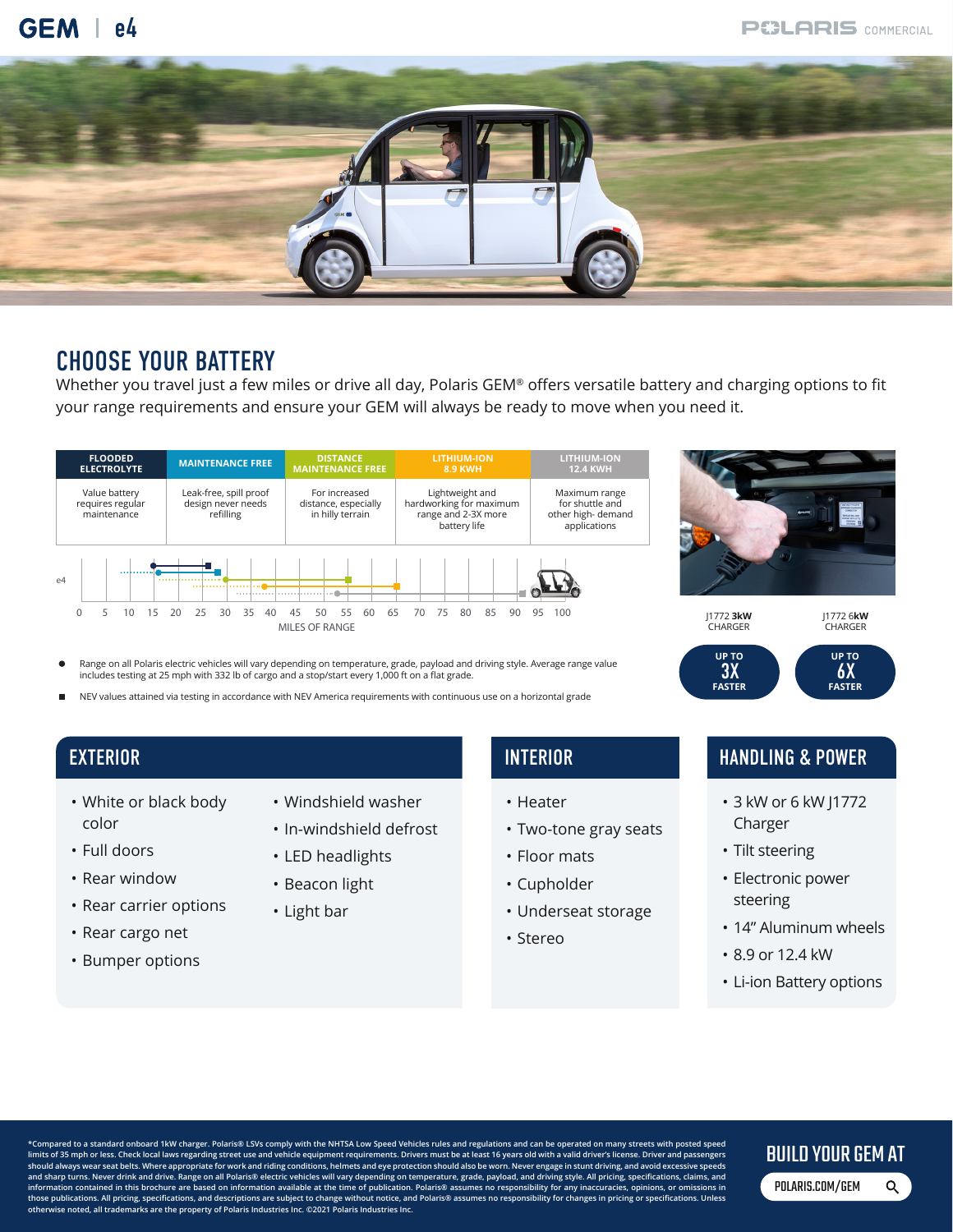GEM | e4

POLARIS COMMERCIAL

## CHOOSE YOUR BATTERY

Whether you travel just a few miles or drive all day, Polaris GEM® offers versatile battery and charging options to fit your range requirements and ensure your GEM will always be ready to move when you need it.

| FLOODED ELECTROLYTE | MAINTENANCE FREE | DISTANCE MAINTENANCE FREE | LITHIUM-ION 8.9 KWH | LITHIUM-ION 12.4 KWH |
|---|---|---|---|---|
| Value battery requires regular maintenance | Leak-free, spill proof design never needs refilling | For increased distance, especially in hilly terrain | Lightweight and hardworking for maximum range and 2-3X more battery life | Maximum range for shuttle and other high- demand applications |

e4

0 5 10 15 20 25 30 35 40 45 50 55 60 65 70 75 80 85 90 95 100

MILES OF RANGE

- Range on all Polaris electric vehicles will vary depending on temperature, grade, payload and driving style. Average range value includes testing at 25 mph with 332 lb of cargo and a stop/start every 1,000 ft on a flat grade.
- NEV values attained via testing in accordance with NEV America requirements with continuous use on a horizontal grade

J1772 **3kW** CHARGER — UP TO **3X** FASTER

J1772 6**kW** CHARGER — UP TO **6X** FASTER

## EXTERIOR

- White or black body color
- Full doors
- Rear window
- Rear carrier options
- Rear cargo net
- Bumper options
- Windshield washer
- In-windshield defrost
- LED headlights
- Beacon light
- Light bar

## INTERIOR

- Heater
- Two-tone gray seats
- Floor mats
- Cupholder
- Underseat storage
- Stereo

## HANDLING & POWER

- 3 kW or 6 kW J1772 Charger
- Tilt steering
- Electronic power steering
- 14" Aluminum wheels
- 8.9 or 12.4 kW
- Li-ion Battery options

*Compared to a standard onboard 1kW charger. Polaris® LSVs comply with the NHTSA Low Speed Vehicles rules and regulations and can be operated on many streets with posted speed limits of 35 mph or less. Check local laws regarding street use and vehicle equipment requirements. Drivers must be at least 16 years old with a valid driver's license. Driver and passengers should always wear seat belts. Where appropriate for work and riding conditions, helmets and eye protection should also be worn. Never engage in stunt driving, and avoid excessive speeds and sharp turns. Never drink and drive. Range on all Polaris® electric vehicles will vary depending on temperature, grade, payload, and driving style. All pricing, specifications, claims, and information contained in this brochure are based on information available at the time of publication. Polaris® assumes no responsibility for any inaccuracies, opinions, or omissions in those publications. All pricing, specifications, and descriptions are subject to change without notice, and Polaris® assumes no responsibility for changes in pricing or specifications. Unless otherwise noted, all trademarks are the property of Polaris Industries Inc. ©2021 Polaris Industries Inc.

BUILD YOUR GEM AT

POLARIS.COM/GEM